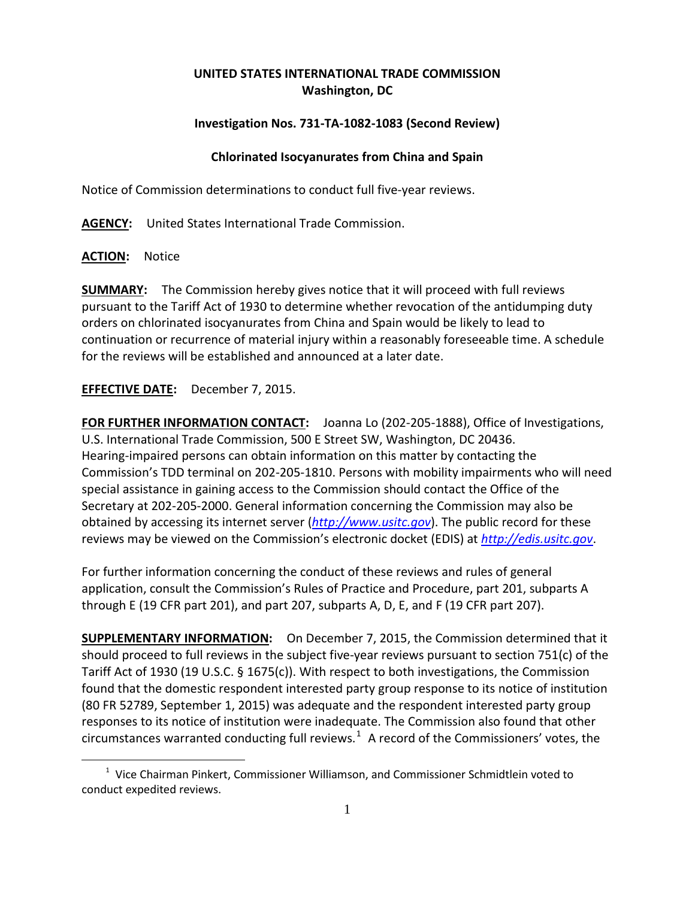**UNITED STATES INTERNATIONAL TRADE COMMISSION**
**Washington, DC**

**Investigation Nos. 731-TA-1082-1083 (Second Review)**

**Chlorinated Isocyanurates from China and Spain**

Notice of Commission determinations to conduct full five-year reviews.

**AGENCY:** United States International Trade Commission.

**ACTION:** Notice

**SUMMARY:** The Commission hereby gives notice that it will proceed with full reviews pursuant to the Tariff Act of 1930 to determine whether revocation of the antidumping duty orders on chlorinated isocyanurates from China and Spain would be likely to lead to continuation or recurrence of material injury within a reasonably foreseeable time. A schedule for the reviews will be established and announced at a later date.

**EFFECTIVE DATE:** December 7, 2015.

**FOR FURTHER INFORMATION CONTACT:** Joanna Lo (202-205-1888), Office of Investigations, U.S. International Trade Commission, 500 E Street SW, Washington, DC 20436. Hearing-impaired persons can obtain information on this matter by contacting the Commission's TDD terminal on 202-205-1810. Persons with mobility impairments who will need special assistance in gaining access to the Commission should contact the Office of the Secretary at 202-205-2000. General information concerning the Commission may also be obtained by accessing its internet server (*http://www.usitc.gov*). The public record for these reviews may be viewed on the Commission's electronic docket (EDIS) at *http://edis.usitc.gov*.

For further information concerning the conduct of these reviews and rules of general application, consult the Commission's Rules of Practice and Procedure, part 201, subparts A through E (19 CFR part 201), and part 207, subparts A, D, E, and F (19 CFR part 207).

**SUPPLEMENTARY INFORMATION:** On December 7, 2015, the Commission determined that it should proceed to full reviews in the subject five-year reviews pursuant to section 751(c) of the Tariff Act of 1930 (19 U.S.C. § 1675(c)). With respect to both investigations, the Commission found that the domestic respondent interested party group response to its notice of institution (80 FR 52789, September 1, 2015) was adequate and the respondent interested party group responses to its notice of institution were inadequate. The Commission also found that other circumstances warranted conducting full reviews.[1] A record of the Commissioners' votes, the

[1] Vice Chairman Pinkert, Commissioner Williamson, and Commissioner Schmidtlein voted to conduct expedited reviews.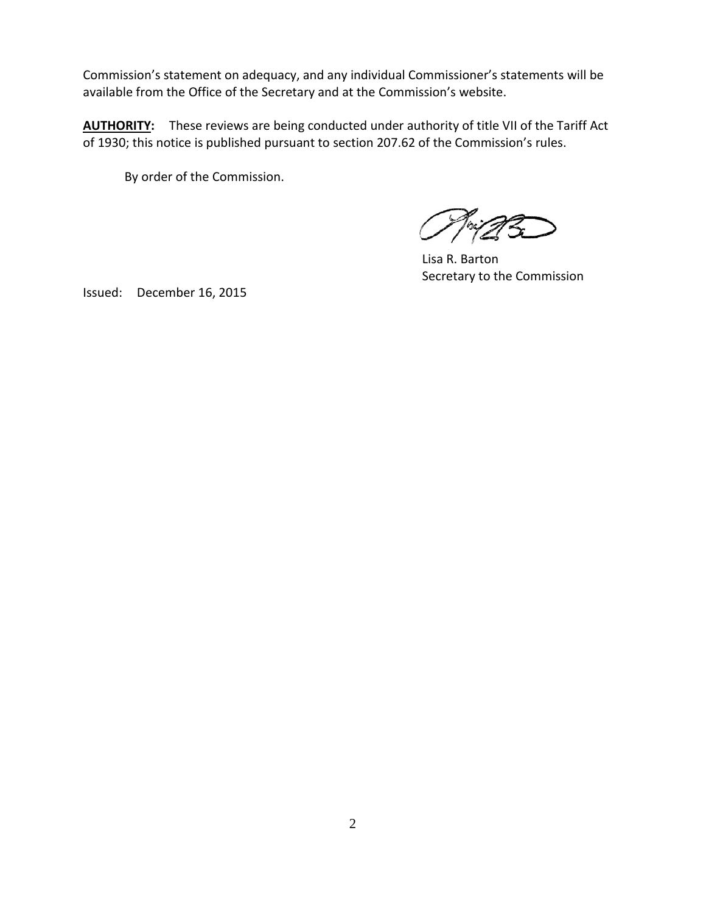Commission's statement on adequacy, and any individual Commissioner's statements will be available from the Office of the Secretary and at the Commission's website.

**AUTHORITY:** These reviews are being conducted under authority of title VII of the Tariff Act of 1930; this notice is published pursuant to section 207.62 of the Commission's rules.

By order of the Commission.

Lisa R. Barton
Secretary to the Commission

Issued: December 16, 2015